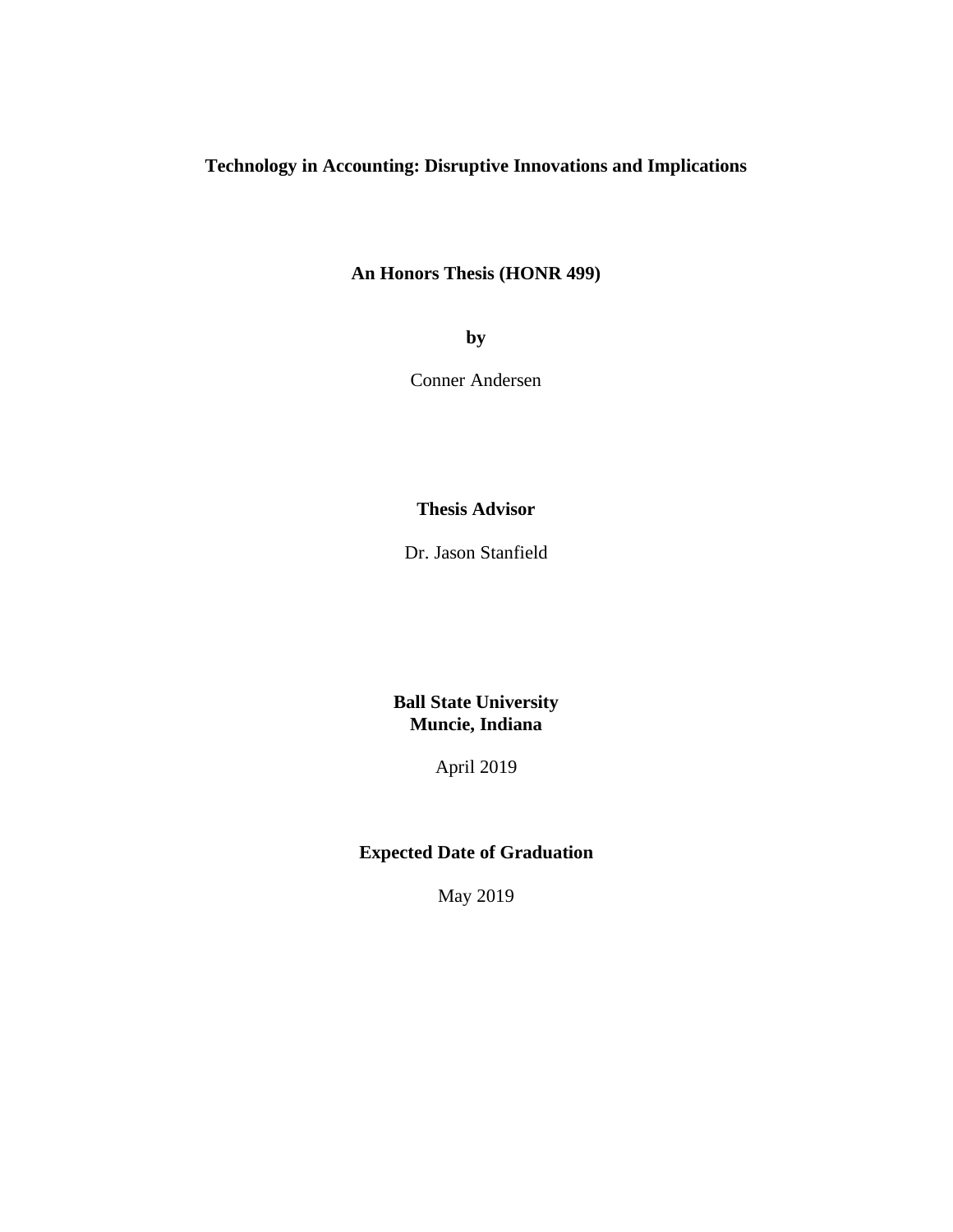# Technology in Accounting: Disruptive Innovations and Implications

**An Honors Thesis (HONR 499)**

**by**

Conner Andersen

**Thesis Advisor**

Dr. Jason Stanfield

**Ball State University**
**Muncie, Indiana**

April 2019

**Expected Date of Graduation**

May 2019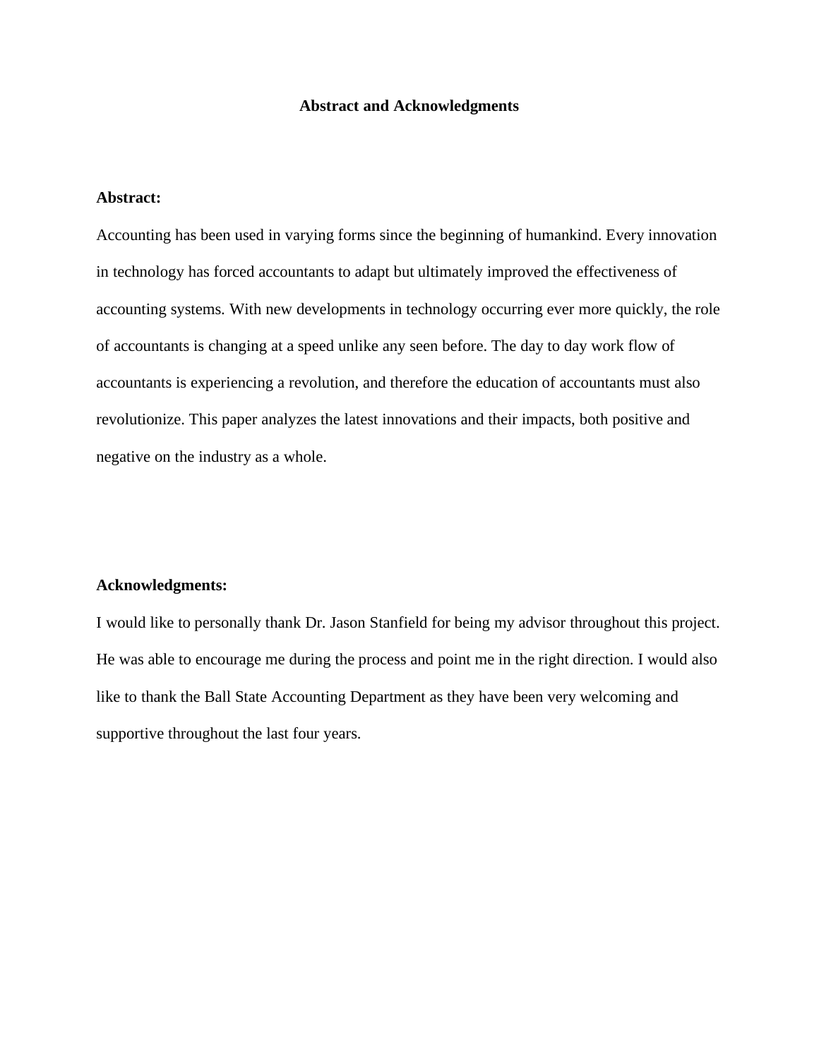# Abstract and Acknowledgments

**Abstract:**

Accounting has been used in varying forms since the beginning of humankind. Every innovation in technology has forced accountants to adapt but ultimately improved the effectiveness of accounting systems. With new developments in technology occurring ever more quickly, the role of accountants is changing at a speed unlike any seen before. The day to day work flow of accountants is experiencing a revolution, and therefore the education of accountants must also revolutionize. This paper analyzes the latest innovations and their impacts, both positive and negative on the industry as a whole.

**Acknowledgments:**

I would like to personally thank Dr. Jason Stanfield for being my advisor throughout this project. He was able to encourage me during the process and point me in the right direction. I would also like to thank the Ball State Accounting Department as they have been very welcoming and supportive throughout the last four years.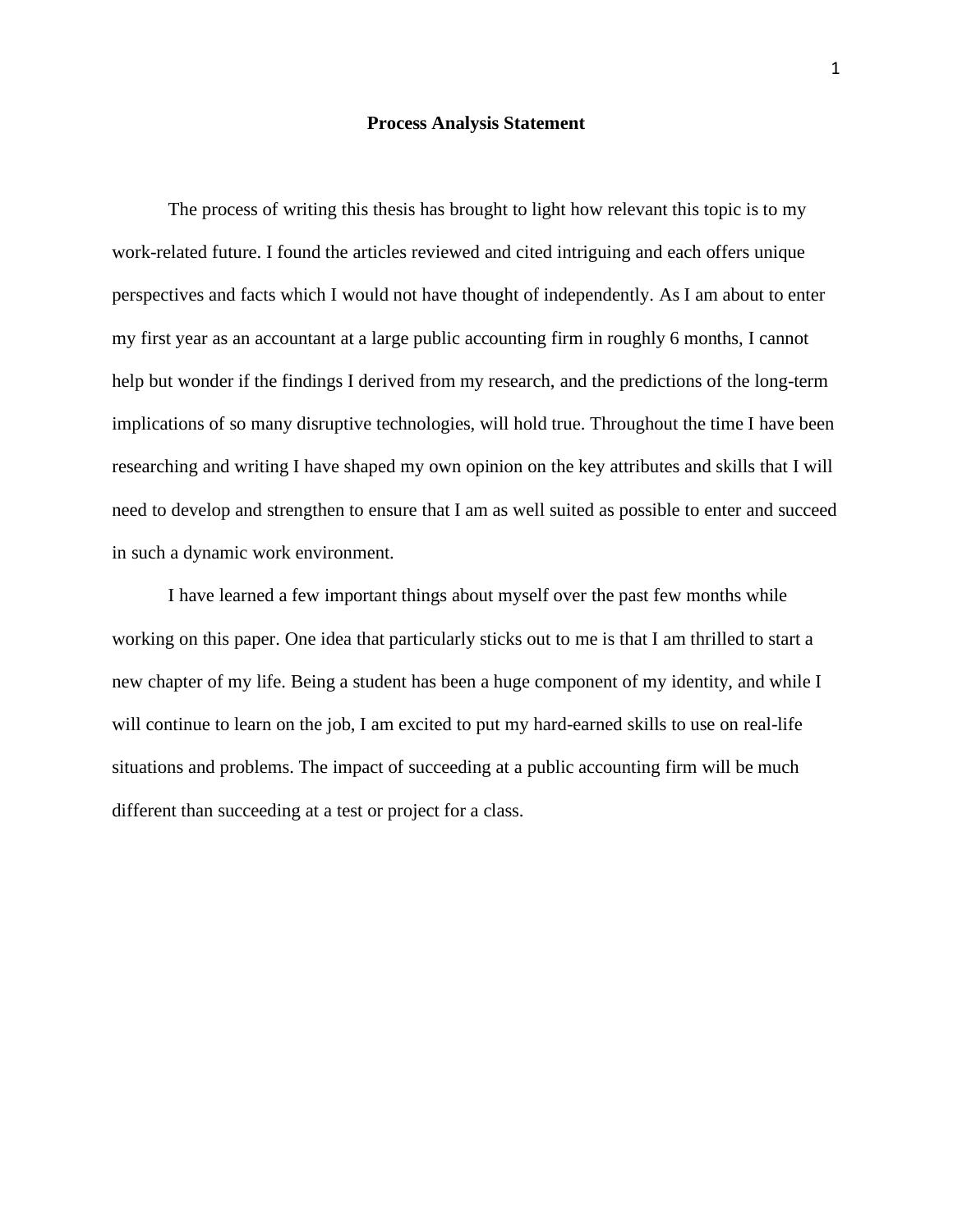# Process Analysis Statement

The process of writing this thesis has brought to light how relevant this topic is to my work-related future. I found the articles reviewed and cited intriguing and each offers unique perspectives and facts which I would not have thought of independently. As I am about to enter my first year as an accountant at a large public accounting firm in roughly 6 months, I cannot help but wonder if the findings I derived from my research, and the predictions of the long-term implications of so many disruptive technologies, will hold true. Throughout the time I have been researching and writing I have shaped my own opinion on the key attributes and skills that I will need to develop and strengthen to ensure that I am as well suited as possible to enter and succeed in such a dynamic work environment.

I have learned a few important things about myself over the past few months while working on this paper. One idea that particularly sticks out to me is that I am thrilled to start a new chapter of my life. Being a student has been a huge component of my identity, and while I will continue to learn on the job, I am excited to put my hard-earned skills to use on real-life situations and problems. The impact of succeeding at a public accounting firm will be much different than succeeding at a test or project for a class.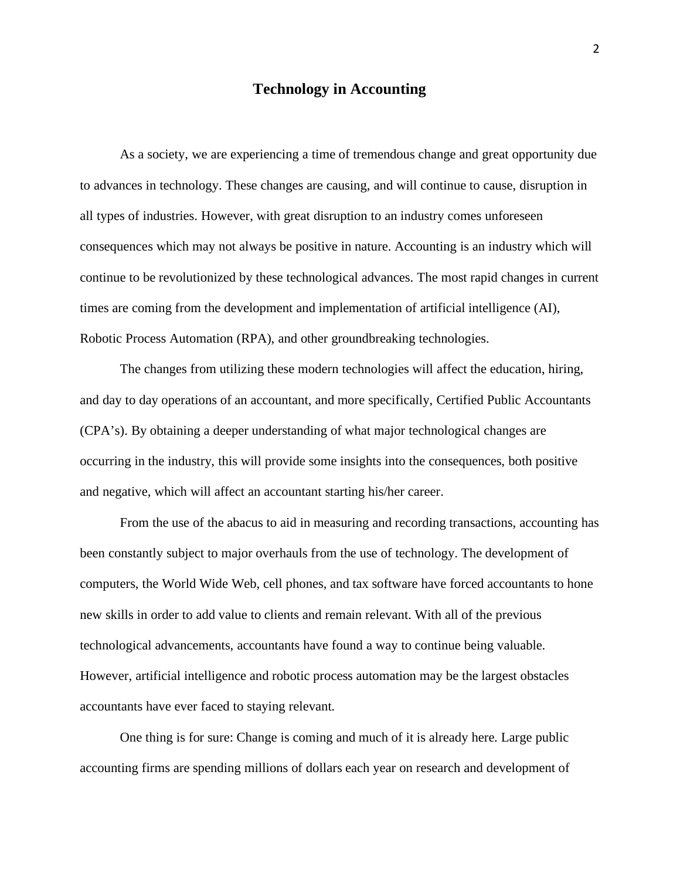# Technology in Accounting

As a society, we are experiencing a time of tremendous change and great opportunity due to advances in technology. These changes are causing, and will continue to cause, disruption in all types of industries. However, with great disruption to an industry comes unforeseen consequences which may not always be positive in nature. Accounting is an industry which will continue to be revolutionized by these technological advances. The most rapid changes in current times are coming from the development and implementation of artificial intelligence (AI), Robotic Process Automation (RPA), and other groundbreaking technologies.

The changes from utilizing these modern technologies will affect the education, hiring, and day to day operations of an accountant, and more specifically, Certified Public Accountants (CPA's). By obtaining a deeper understanding of what major technological changes are occurring in the industry, this will provide some insights into the consequences, both positive and negative, which will affect an accountant starting his/her career.

From the use of the abacus to aid in measuring and recording transactions, accounting has been constantly subject to major overhauls from the use of technology. The development of computers, the World Wide Web, cell phones, and tax software have forced accountants to hone new skills in order to add value to clients and remain relevant. With all of the previous technological advancements, accountants have found a way to continue being valuable. However, artificial intelligence and robotic process automation may be the largest obstacles accountants have ever faced to staying relevant.

One thing is for sure: Change is coming and much of it is already here. Large public accounting firms are spending millions of dollars each year on research and development of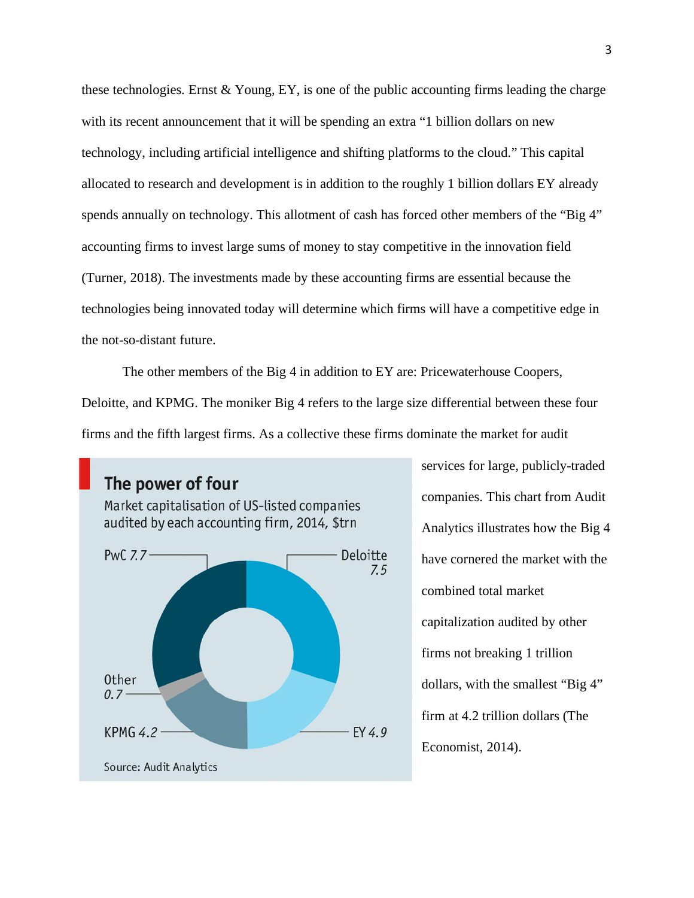these technologies. Ernst & Young, EY, is one of the public accounting firms leading the charge with its recent announcement that it will be spending an extra “1 billion dollars on new technology, including artificial intelligence and shifting platforms to the cloud.” This capital allocated to research and development is in addition to the roughly 1 billion dollars EY already spends annually on technology. This allotment of cash has forced other members of the “Big 4” accounting firms to invest large sums of money to stay competitive in the innovation field (Turner, 2018). The investments made by these accounting firms are essential because the technologies being innovated today will determine which firms will have a competitive edge in the not-so-distant future.

The other members of the Big 4 in addition to EY are: Pricewaterhouse Coopers, Deloitte, and KPMG. The moniker Big 4 refers to the large size differential between these four firms and the fifth largest firms. As a collective these firms dominate the market for audit services for large, publicly-traded companies. This chart from Audit Analytics illustrates how the Big 4 have cornered the market with the combined total market capitalization audited by other firms not breaking 1 trillion dollars, with the smallest “Big 4” firm at 4.2 trillion dollars (The Economist, 2014).

**The power of four**

Market capitalisation of US-listed companies audited by each accounting firm, 2014, $trn

| Firm | $trn |
|---|---|
| PwC | 7.7 |
| Deloitte | 7.5 |
| EY | 4.9 |
| KPMG | 4.2 |
| Other | 0.7 |

Source: Audit Analytics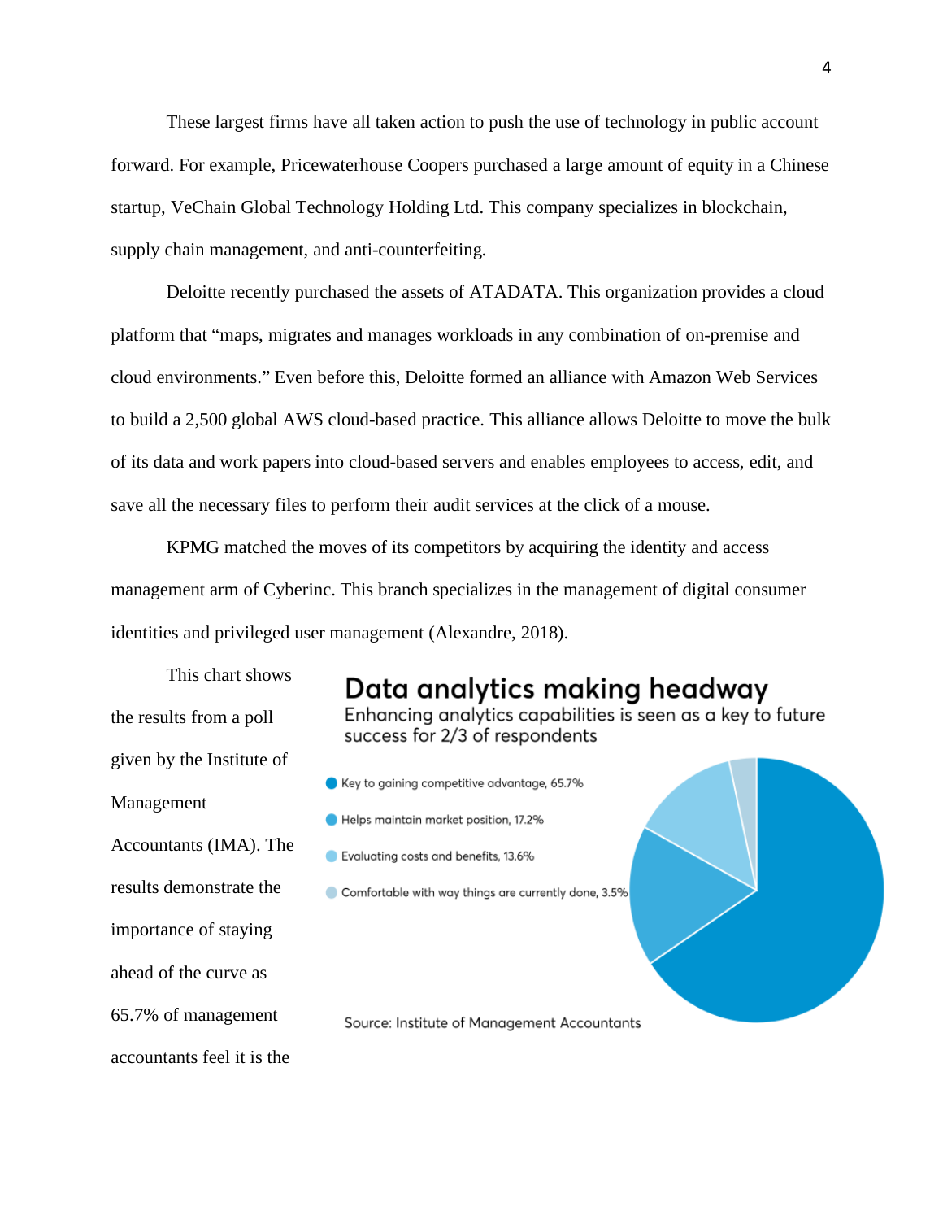These largest firms have all taken action to push the use of technology in public account forward. For example, Pricewaterhouse Coopers purchased a large amount of equity in a Chinese startup, VeChain Global Technology Holding Ltd. This company specializes in blockchain, supply chain management, and anti-counterfeiting.

Deloitte recently purchased the assets of ATADATA. This organization provides a cloud platform that "maps, migrates and manages workloads in any combination of on-premise and cloud environments." Even before this, Deloitte formed an alliance with Amazon Web Services to build a 2,500 global AWS cloud-based practice. This alliance allows Deloitte to move the bulk of its data and work papers into cloud-based servers and enables employees to access, edit, and save all the necessary files to perform their audit services at the click of a mouse.

KPMG matched the moves of its competitors by acquiring the identity and access management arm of Cyberinc. This branch specializes in the management of digital consumer identities and privileged user management (Alexandre, 2018).

This chart shows the results from a poll given by the Institute of Management Accountants (IMA). The results demonstrate the importance of staying ahead of the curve as 65.7% of management accountants feel it is the

**Data analytics making headway**

Enhancing analytics capabilities is seen as a key to future success for 2/3 of respondents

- Key to gaining competitive advantage, 65.7%
- Helps maintain market position, 17.2%
- Evaluating costs and benefits, 13.6%
- Comfortable with way things are currently done, 3.5%

Source: Institute of Management Accountants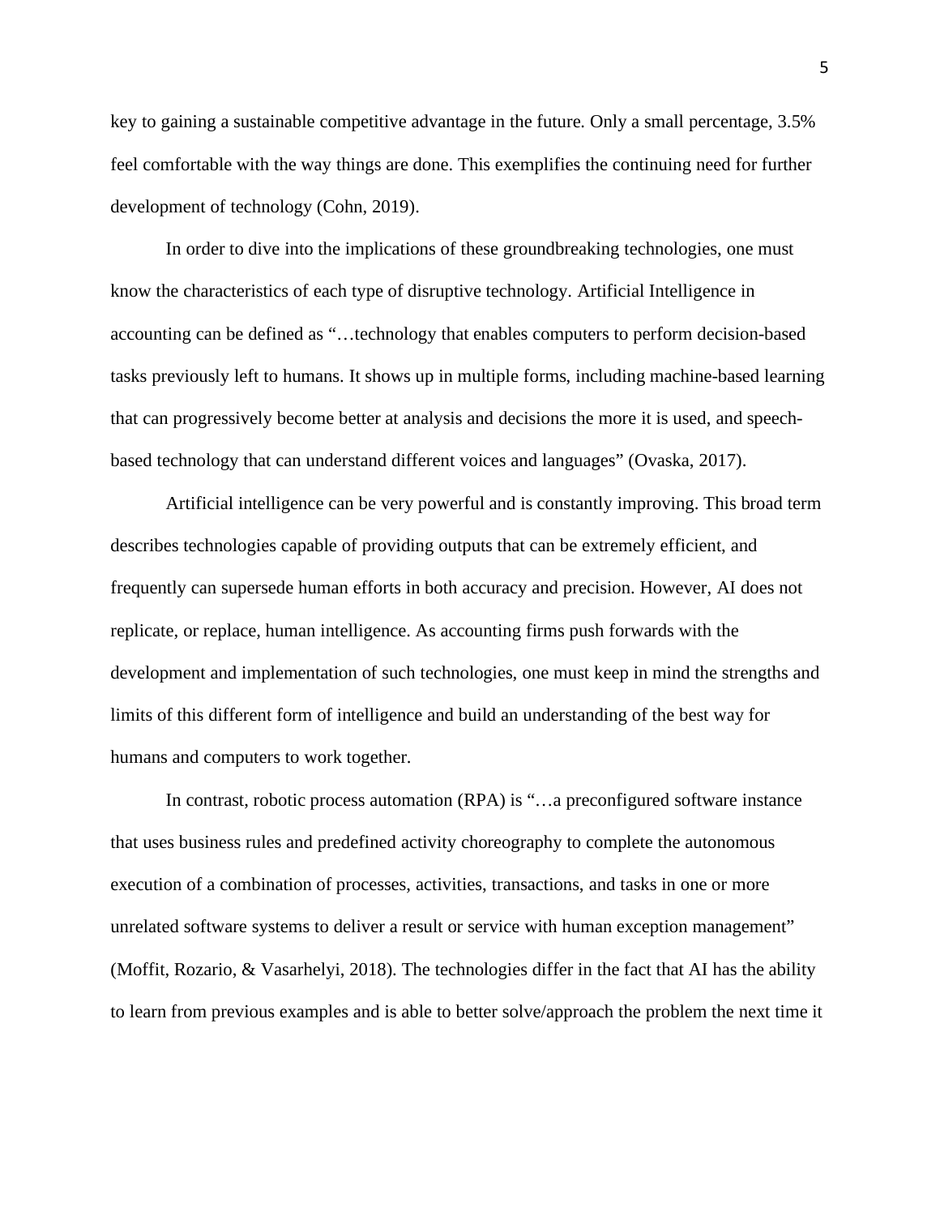key to gaining a sustainable competitive advantage in the future. Only a small percentage, 3.5% feel comfortable with the way things are done. This exemplifies the continuing need for further development of technology (Cohn, 2019).

In order to dive into the implications of these groundbreaking technologies, one must know the characteristics of each type of disruptive technology. Artificial Intelligence in accounting can be defined as "…technology that enables computers to perform decision-based tasks previously left to humans. It shows up in multiple forms, including machine-based learning that can progressively become better at analysis and decisions the more it is used, and speech-based technology that can understand different voices and languages" (Ovaska, 2017).

Artificial intelligence can be very powerful and is constantly improving. This broad term describes technologies capable of providing outputs that can be extremely efficient, and frequently can supersede human efforts in both accuracy and precision. However, AI does not replicate, or replace, human intelligence. As accounting firms push forwards with the development and implementation of such technologies, one must keep in mind the strengths and limits of this different form of intelligence and build an understanding of the best way for humans and computers to work together.

In contrast, robotic process automation (RPA) is "…a preconfigured software instance that uses business rules and predefined activity choreography to complete the autonomous execution of a combination of processes, activities, transactions, and tasks in one or more unrelated software systems to deliver a result or service with human exception management" (Moffit, Rozario, & Vasarhelyi, 2018). The technologies differ in the fact that AI has the ability to learn from previous examples and is able to better solve/approach the problem the next time it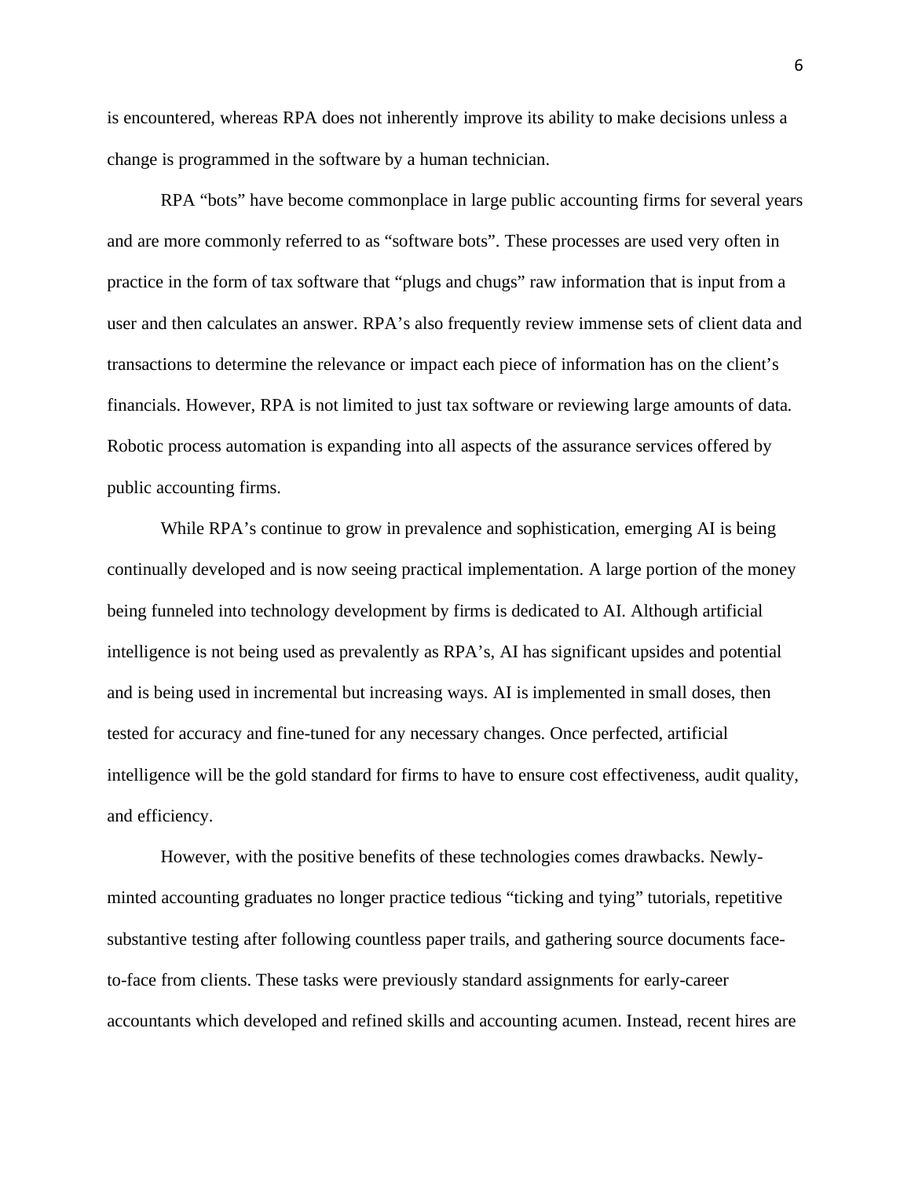is encountered, whereas RPA does not inherently improve its ability to make decisions unless a change is programmed in the software by a human technician.

RPA "bots" have become commonplace in large public accounting firms for several years and are more commonly referred to as "software bots". These processes are used very often in practice in the form of tax software that "plugs and chugs" raw information that is input from a user and then calculates an answer. RPA's also frequently review immense sets of client data and transactions to determine the relevance or impact each piece of information has on the client's financials. However, RPA is not limited to just tax software or reviewing large amounts of data. Robotic process automation is expanding into all aspects of the assurance services offered by public accounting firms.

While RPA's continue to grow in prevalence and sophistication, emerging AI is being continually developed and is now seeing practical implementation. A large portion of the money being funneled into technology development by firms is dedicated to AI. Although artificial intelligence is not being used as prevalently as RPA's, AI has significant upsides and potential and is being used in incremental but increasing ways. AI is implemented in small doses, then tested for accuracy and fine-tuned for any necessary changes. Once perfected, artificial intelligence will be the gold standard for firms to have to ensure cost effectiveness, audit quality, and efficiency.

However, with the positive benefits of these technologies comes drawbacks. Newly-minted accounting graduates no longer practice tedious "ticking and tying" tutorials, repetitive substantive testing after following countless paper trails, and gathering source documents face-to-face from clients. These tasks were previously standard assignments for early-career accountants which developed and refined skills and accounting acumen. Instead, recent hires are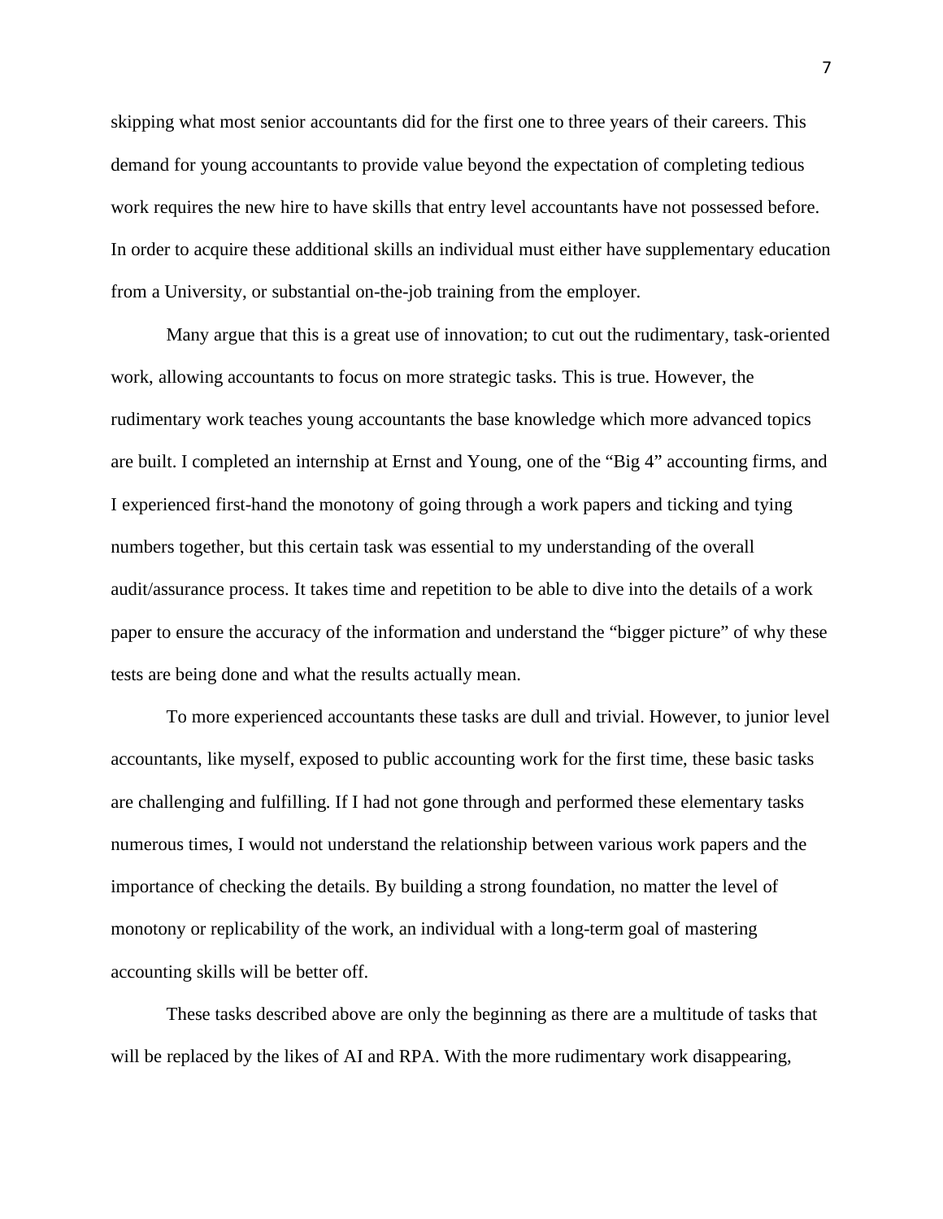skipping what most senior accountants did for the first one to three years of their careers. This demand for young accountants to provide value beyond the expectation of completing tedious work requires the new hire to have skills that entry level accountants have not possessed before. In order to acquire these additional skills an individual must either have supplementary education from a University, or substantial on-the-job training from the employer.

Many argue that this is a great use of innovation; to cut out the rudimentary, task-oriented work, allowing accountants to focus on more strategic tasks. This is true. However, the rudimentary work teaches young accountants the base knowledge which more advanced topics are built. I completed an internship at Ernst and Young, one of the "Big 4" accounting firms, and I experienced first-hand the monotony of going through a work papers and ticking and tying numbers together, but this certain task was essential to my understanding of the overall audit/assurance process. It takes time and repetition to be able to dive into the details of a work paper to ensure the accuracy of the information and understand the "bigger picture" of why these tests are being done and what the results actually mean.

To more experienced accountants these tasks are dull and trivial. However, to junior level accountants, like myself, exposed to public accounting work for the first time, these basic tasks are challenging and fulfilling. If I had not gone through and performed these elementary tasks numerous times, I would not understand the relationship between various work papers and the importance of checking the details. By building a strong foundation, no matter the level of monotony or replicability of the work, an individual with a long-term goal of mastering accounting skills will be better off.

These tasks described above are only the beginning as there are a multitude of tasks that will be replaced by the likes of AI and RPA. With the more rudimentary work disappearing,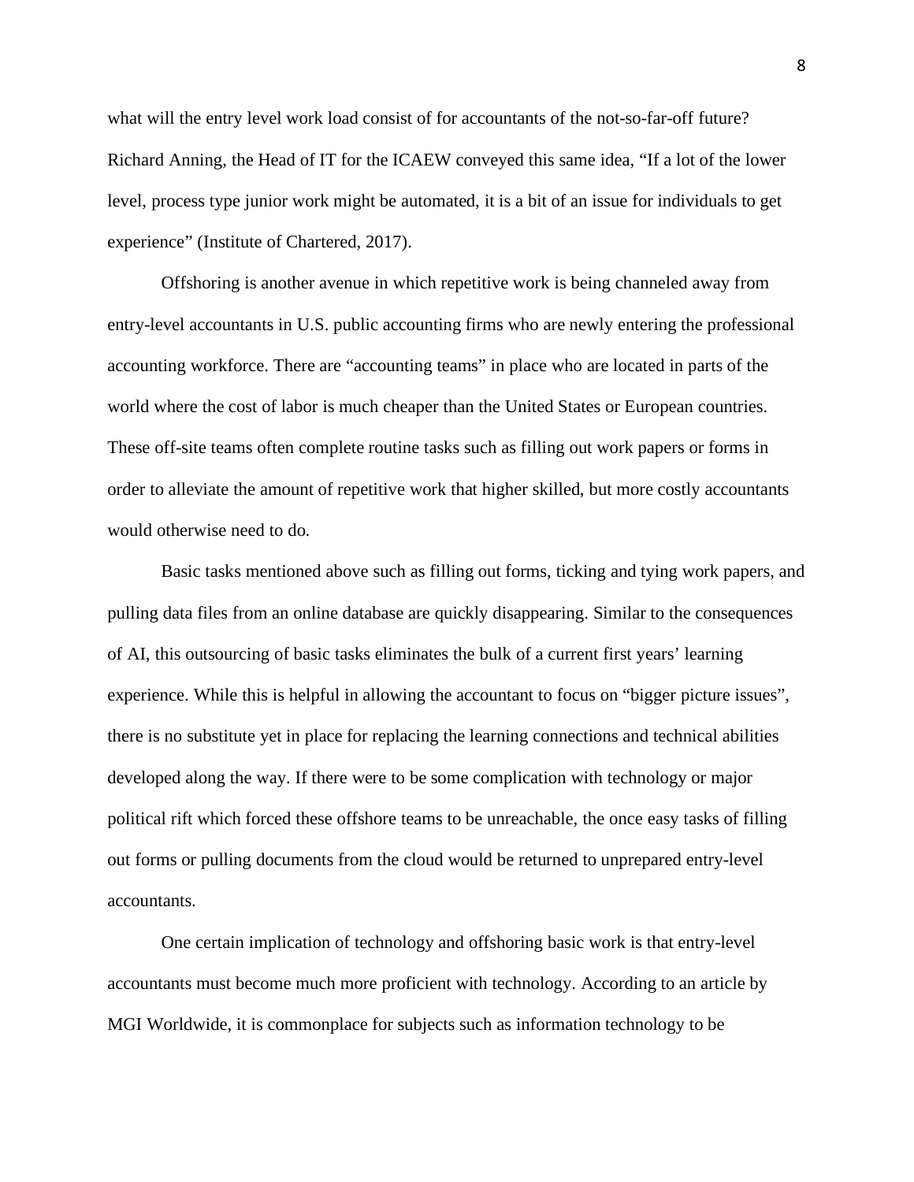what will the entry level work load consist of for accountants of the not-so-far-off future? Richard Anning, the Head of IT for the ICAEW conveyed this same idea, "If a lot of the lower level, process type junior work might be automated, it is a bit of an issue for individuals to get experience" (Institute of Chartered, 2017).

Offshoring is another avenue in which repetitive work is being channeled away from entry-level accountants in U.S. public accounting firms who are newly entering the professional accounting workforce. There are "accounting teams" in place who are located in parts of the world where the cost of labor is much cheaper than the United States or European countries. These off-site teams often complete routine tasks such as filling out work papers or forms in order to alleviate the amount of repetitive work that higher skilled, but more costly accountants would otherwise need to do.

Basic tasks mentioned above such as filling out forms, ticking and tying work papers, and pulling data files from an online database are quickly disappearing. Similar to the consequences of AI, this outsourcing of basic tasks eliminates the bulk of a current first years' learning experience. While this is helpful in allowing the accountant to focus on "bigger picture issues", there is no substitute yet in place for replacing the learning connections and technical abilities developed along the way. If there were to be some complication with technology or major political rift which forced these offshore teams to be unreachable, the once easy tasks of filling out forms or pulling documents from the cloud would be returned to unprepared entry-level accountants.

One certain implication of technology and offshoring basic work is that entry-level accountants must become much more proficient with technology. According to an article by MGI Worldwide, it is commonplace for subjects such as information technology to be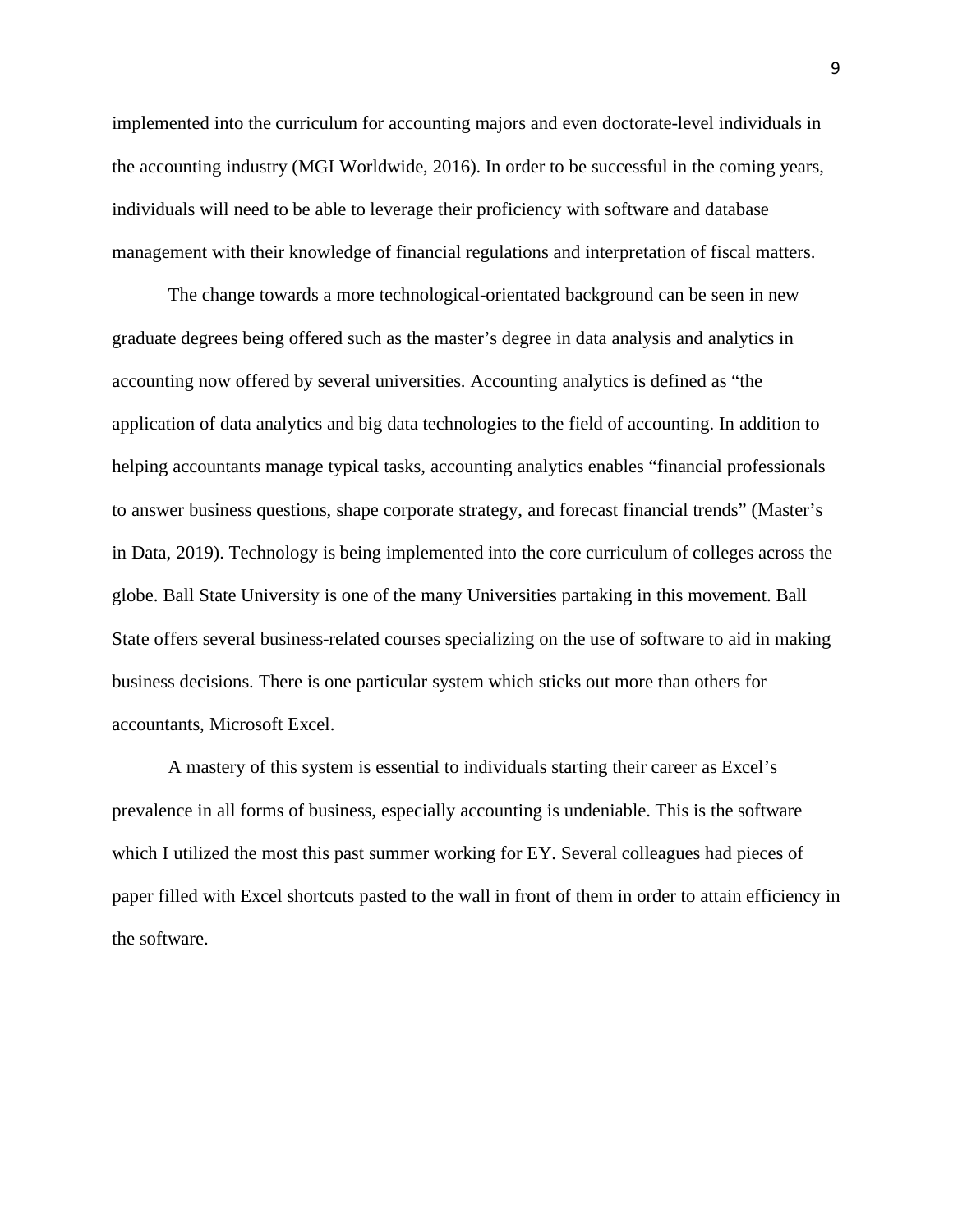implemented into the curriculum for accounting majors and even doctorate-level individuals in the accounting industry (MGI Worldwide, 2016). In order to be successful in the coming years, individuals will need to be able to leverage their proficiency with software and database management with their knowledge of financial regulations and interpretation of fiscal matters.

The change towards a more technological-orientated background can be seen in new graduate degrees being offered such as the master's degree in data analysis and analytics in accounting now offered by several universities. Accounting analytics is defined as "the application of data analytics and big data technologies to the field of accounting. In addition to helping accountants manage typical tasks, accounting analytics enables "financial professionals to answer business questions, shape corporate strategy, and forecast financial trends" (Master's in Data, 2019). Technology is being implemented into the core curriculum of colleges across the globe. Ball State University is one of the many Universities partaking in this movement. Ball State offers several business-related courses specializing on the use of software to aid in making business decisions. There is one particular system which sticks out more than others for accountants, Microsoft Excel.

A mastery of this system is essential to individuals starting their career as Excel's prevalence in all forms of business, especially accounting is undeniable. This is the software which I utilized the most this past summer working for EY. Several colleagues had pieces of paper filled with Excel shortcuts pasted to the wall in front of them in order to attain efficiency in the software.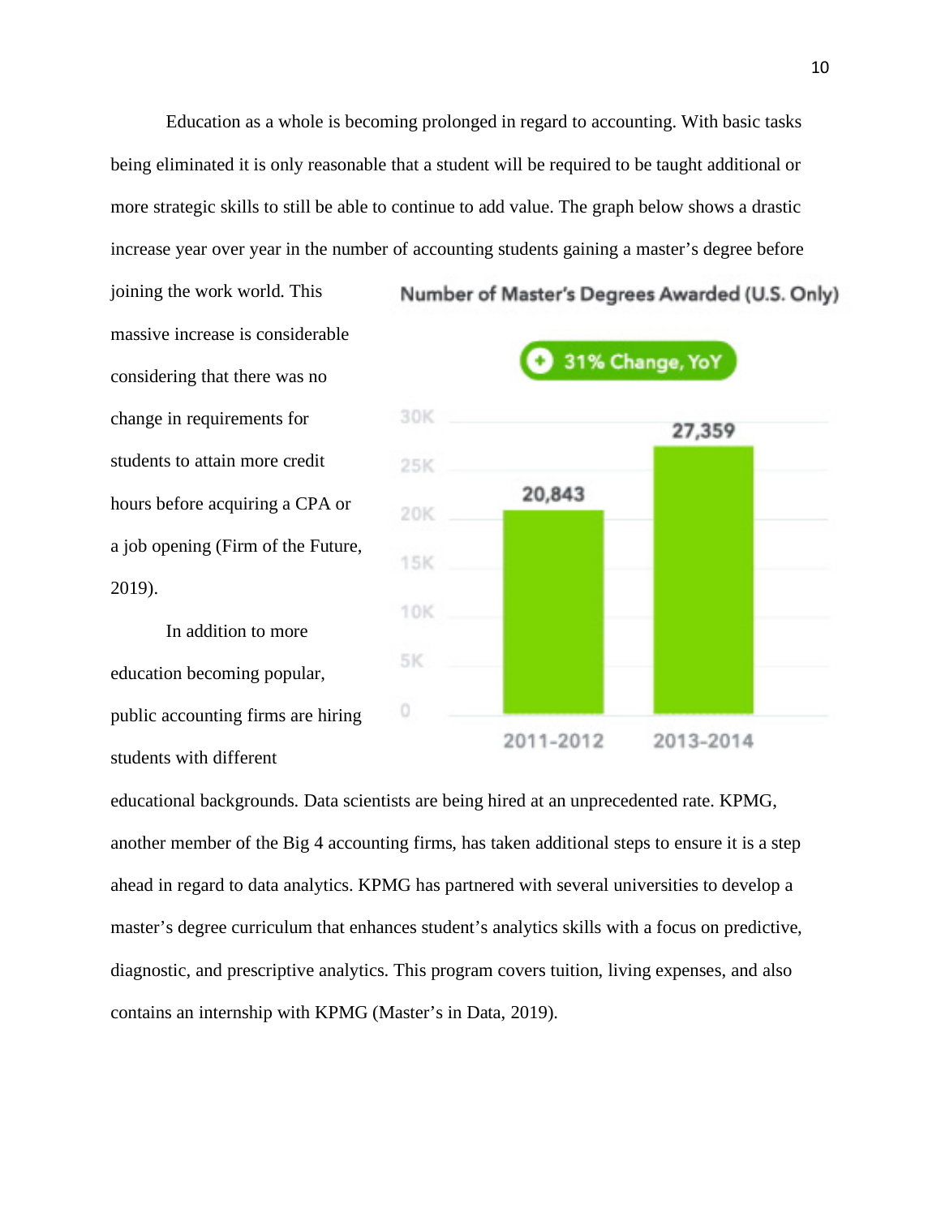Education as a whole is becoming prolonged in regard to accounting. With basic tasks being eliminated it is only reasonable that a student will be required to be taught additional or more strategic skills to still be able to continue to add value. The graph below shows a drastic increase year over year in the number of accounting students gaining a master's degree before joining the work world. This massive increase is considerable considering that there was no change in requirements for students to attain more credit hours before acquiring a CPA or a job opening (Firm of the Future, 2019).

In addition to more education becoming popular, public accounting firms are hiring students with different educational backgrounds. Data scientists are being hired at an unprecedented rate. KPMG, another member of the Big 4 accounting firms, has taken additional steps to ensure it is a step ahead in regard to data analytics. KPMG has partnered with several universities to develop a master's degree curriculum that enhances student's analytics skills with a focus on predictive, diagnostic, and prescriptive analytics. This program covers tuition, living expenses, and also contains an internship with KPMG (Master's in Data, 2019).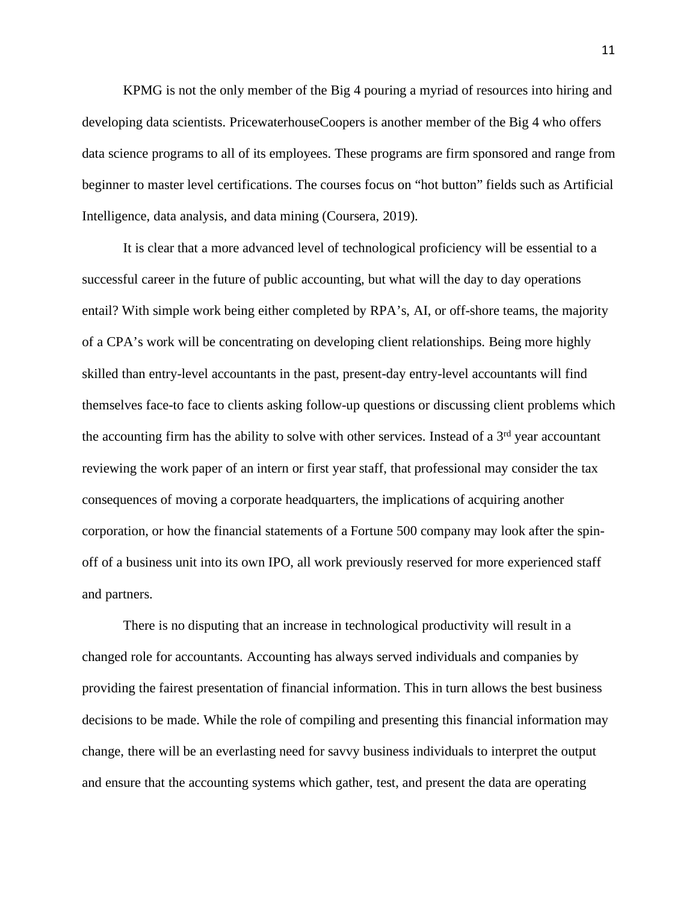KPMG is not the only member of the Big 4 pouring a myriad of resources into hiring and developing data scientists. PricewaterhouseCoopers is another member of the Big 4 who offers data science programs to all of its employees. These programs are firm sponsored and range from beginner to master level certifications. The courses focus on "hot button" fields such as Artificial Intelligence, data analysis, and data mining (Coursera, 2019).

It is clear that a more advanced level of technological proficiency will be essential to a successful career in the future of public accounting, but what will the day to day operations entail? With simple work being either completed by RPA's, AI, or off-shore teams, the majority of a CPA's work will be concentrating on developing client relationships. Being more highly skilled than entry-level accountants in the past, present-day entry-level accountants will find themselves face-to face to clients asking follow-up questions or discussing client problems which the accounting firm has the ability to solve with other services. Instead of a 3rd year accountant reviewing the work paper of an intern or first year staff, that professional may consider the tax consequences of moving a corporate headquarters, the implications of acquiring another corporation, or how the financial statements of a Fortune 500 company may look after the spin-off of a business unit into its own IPO, all work previously reserved for more experienced staff and partners.

There is no disputing that an increase in technological productivity will result in a changed role for accountants. Accounting has always served individuals and companies by providing the fairest presentation of financial information. This in turn allows the best business decisions to be made. While the role of compiling and presenting this financial information may change, there will be an everlasting need for savvy business individuals to interpret the output and ensure that the accounting systems which gather, test, and present the data are operating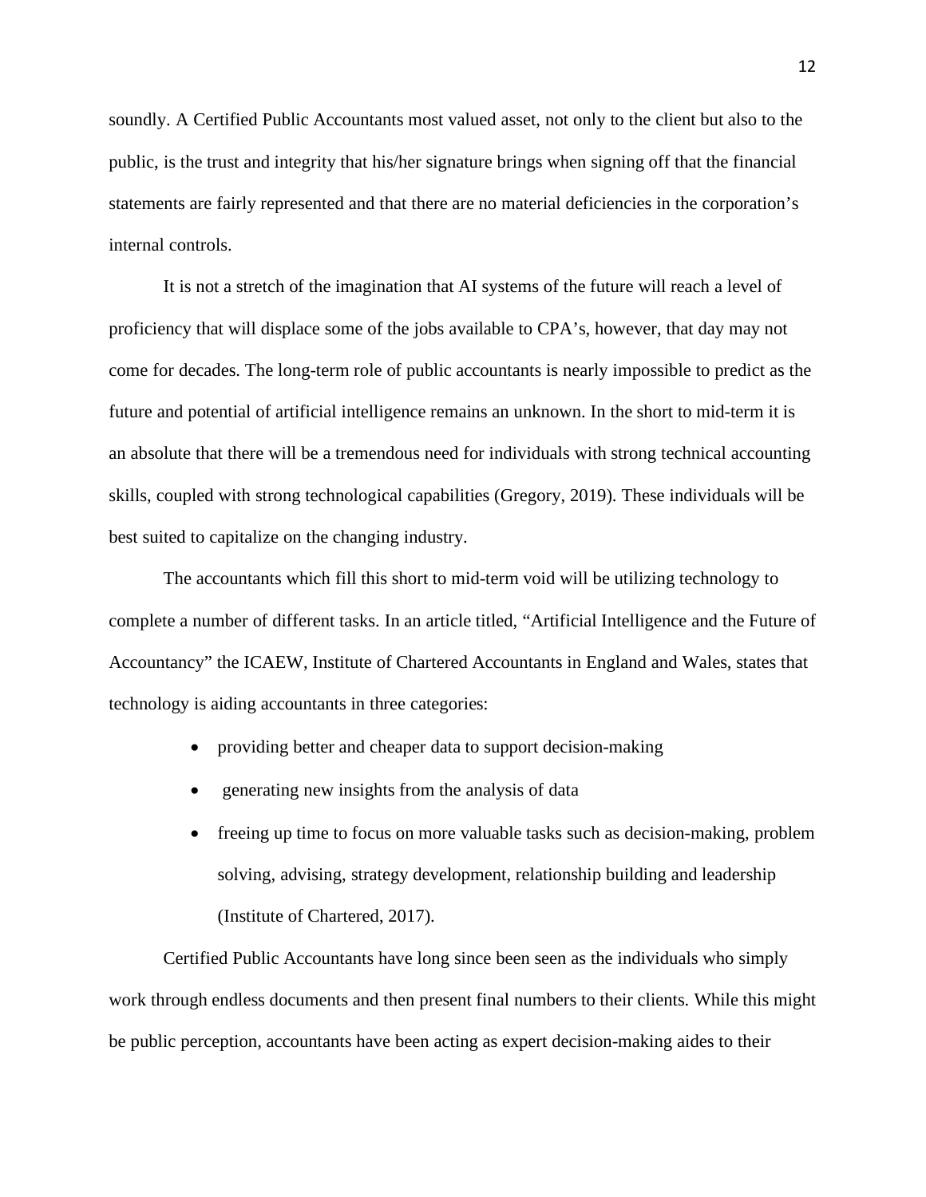soundly. A Certified Public Accountants most valued asset, not only to the client but also to the public, is the trust and integrity that his/her signature brings when signing off that the financial statements are fairly represented and that there are no material deficiencies in the corporation's internal controls.

It is not a stretch of the imagination that AI systems of the future will reach a level of proficiency that will displace some of the jobs available to CPA's, however, that day may not come for decades. The long-term role of public accountants is nearly impossible to predict as the future and potential of artificial intelligence remains an unknown. In the short to mid-term it is an absolute that there will be a tremendous need for individuals with strong technical accounting skills, coupled with strong technological capabilities (Gregory, 2019). These individuals will be best suited to capitalize on the changing industry.

The accountants which fill this short to mid-term void will be utilizing technology to complete a number of different tasks. In an article titled, "Artificial Intelligence and the Future of Accountancy" the ICAEW, Institute of Chartered Accountants in England and Wales, states that technology is aiding accountants in three categories:

- providing better and cheaper data to support decision-making
- generating new insights from the analysis of data
- freeing up time to focus on more valuable tasks such as decision-making, problem solving, advising, strategy development, relationship building and leadership (Institute of Chartered, 2017).

Certified Public Accountants have long since been seen as the individuals who simply work through endless documents and then present final numbers to their clients. While this might be public perception, accountants have been acting as expert decision-making aides to their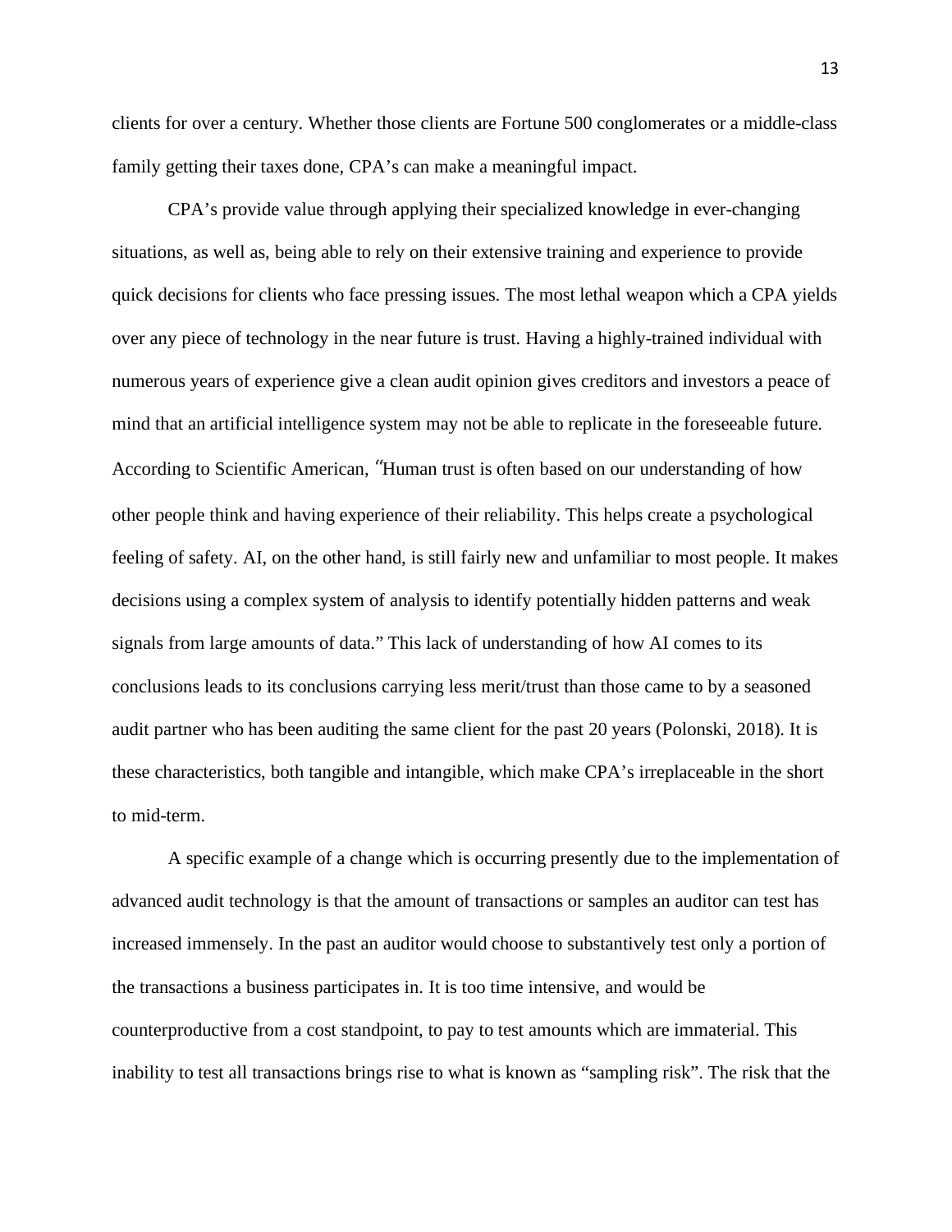clients for over a century. Whether those clients are Fortune 500 conglomerates or a middle-class family getting their taxes done, CPA's can make a meaningful impact.

CPA's provide value through applying their specialized knowledge in ever-changing situations, as well as, being able to rely on their extensive training and experience to provide quick decisions for clients who face pressing issues. The most lethal weapon which a CPA yields over any piece of technology in the near future is trust. Having a highly-trained individual with numerous years of experience give a clean audit opinion gives creditors and investors a peace of mind that an artificial intelligence system may not be able to replicate in the foreseeable future. According to Scientific American, "Human trust is often based on our understanding of how other people think and having experience of their reliability. This helps create a psychological feeling of safety. AI, on the other hand, is still fairly new and unfamiliar to most people. It makes decisions using a complex system of analysis to identify potentially hidden patterns and weak signals from large amounts of data." This lack of understanding of how AI comes to its conclusions leads to its conclusions carrying less merit/trust than those came to by a seasoned audit partner who has been auditing the same client for the past 20 years (Polonski, 2018). It is these characteristics, both tangible and intangible, which make CPA's irreplaceable in the short to mid-term.

A specific example of a change which is occurring presently due to the implementation of advanced audit technology is that the amount of transactions or samples an auditor can test has increased immensely. In the past an auditor would choose to substantively test only a portion of the transactions a business participates in. It is too time intensive, and would be counterproductive from a cost standpoint, to pay to test amounts which are immaterial. This inability to test all transactions brings rise to what is known as "sampling risk". The risk that the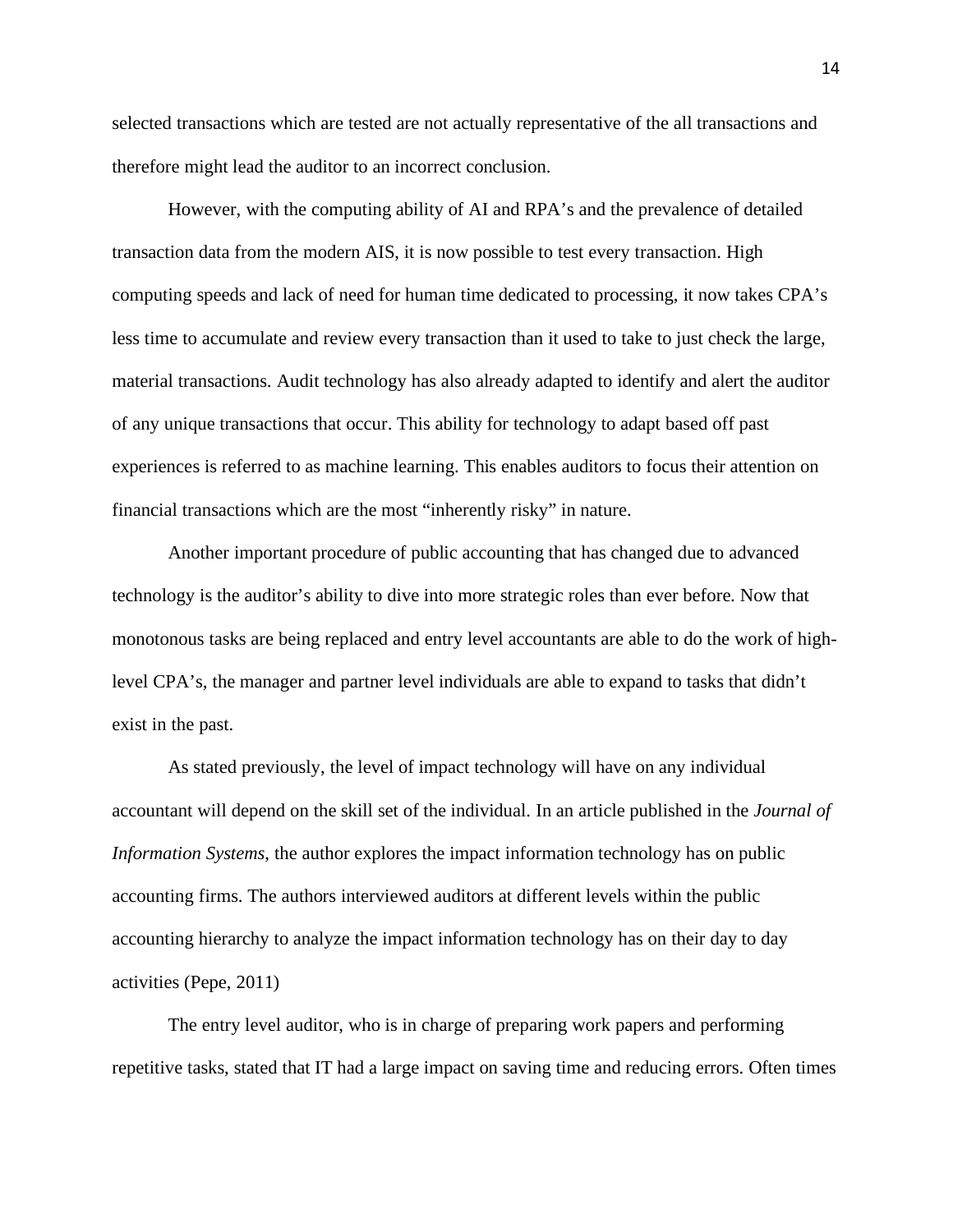selected transactions which are tested are not actually representative of the all transactions and therefore might lead the auditor to an incorrect conclusion.

However, with the computing ability of AI and RPA's and the prevalence of detailed transaction data from the modern AIS, it is now possible to test every transaction. High computing speeds and lack of need for human time dedicated to processing, it now takes CPA's less time to accumulate and review every transaction than it used to take to just check the large, material transactions. Audit technology has also already adapted to identify and alert the auditor of any unique transactions that occur. This ability for technology to adapt based off past experiences is referred to as machine learning. This enables auditors to focus their attention on financial transactions which are the most "inherently risky" in nature.

Another important procedure of public accounting that has changed due to advanced technology is the auditor's ability to dive into more strategic roles than ever before. Now that monotonous tasks are being replaced and entry level accountants are able to do the work of high-level CPA's, the manager and partner level individuals are able to expand to tasks that didn't exist in the past.

As stated previously, the level of impact technology will have on any individual accountant will depend on the skill set of the individual. In an article published in the *Journal of Information Systems*, the author explores the impact information technology has on public accounting firms. The authors interviewed auditors at different levels within the public accounting hierarchy to analyze the impact information technology has on their day to day activities (Pepe, 2011)

The entry level auditor, who is in charge of preparing work papers and performing repetitive tasks, stated that IT had a large impact on saving time and reducing errors. Often times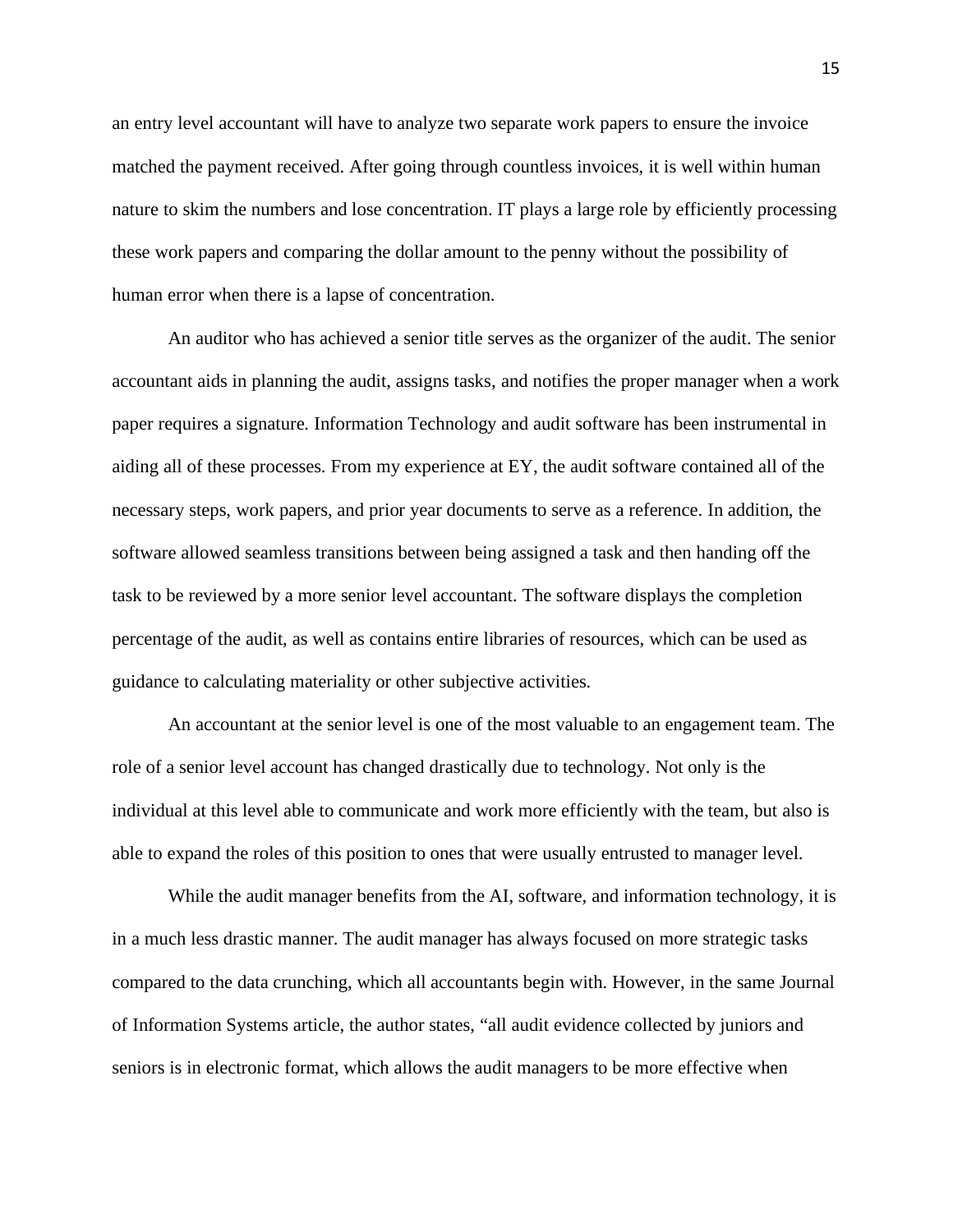an entry level accountant will have to analyze two separate work papers to ensure the invoice matched the payment received. After going through countless invoices, it is well within human nature to skim the numbers and lose concentration. IT plays a large role by efficiently processing these work papers and comparing the dollar amount to the penny without the possibility of human error when there is a lapse of concentration.

An auditor who has achieved a senior title serves as the organizer of the audit. The senior accountant aids in planning the audit, assigns tasks, and notifies the proper manager when a work paper requires a signature. Information Technology and audit software has been instrumental in aiding all of these processes. From my experience at EY, the audit software contained all of the necessary steps, work papers, and prior year documents to serve as a reference. In addition, the software allowed seamless transitions between being assigned a task and then handing off the task to be reviewed by a more senior level accountant. The software displays the completion percentage of the audit, as well as contains entire libraries of resources, which can be used as guidance to calculating materiality or other subjective activities.

An accountant at the senior level is one of the most valuable to an engagement team. The role of a senior level account has changed drastically due to technology. Not only is the individual at this level able to communicate and work more efficiently with the team, but also is able to expand the roles of this position to ones that were usually entrusted to manager level.

While the audit manager benefits from the AI, software, and information technology, it is in a much less drastic manner. The audit manager has always focused on more strategic tasks compared to the data crunching, which all accountants begin with. However, in the same Journal of Information Systems article, the author states, "all audit evidence collected by juniors and seniors is in electronic format, which allows the audit managers to be more effective when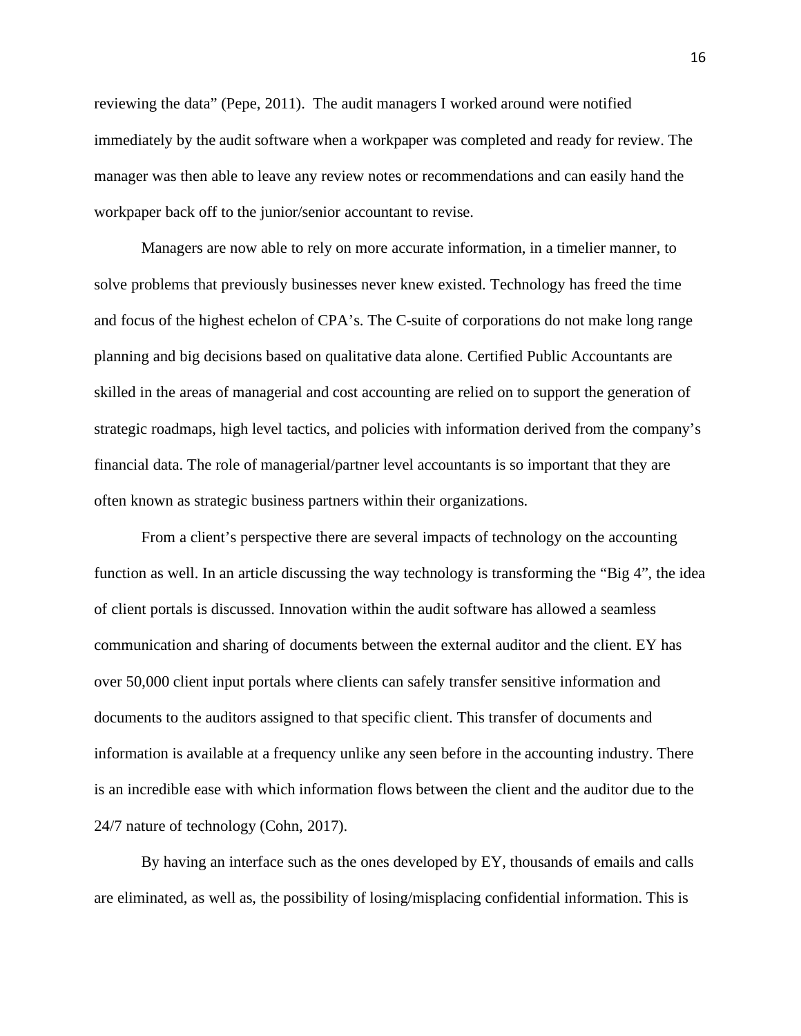reviewing the data" (Pepe, 2011). The audit managers I worked around were notified immediately by the audit software when a workpaper was completed and ready for review. The manager was then able to leave any review notes or recommendations and can easily hand the workpaper back off to the junior/senior accountant to revise.

Managers are now able to rely on more accurate information, in a timelier manner, to solve problems that previously businesses never knew existed. Technology has freed the time and focus of the highest echelon of CPA's. The C-suite of corporations do not make long range planning and big decisions based on qualitative data alone. Certified Public Accountants are skilled in the areas of managerial and cost accounting are relied on to support the generation of strategic roadmaps, high level tactics, and policies with information derived from the company's financial data. The role of managerial/partner level accountants is so important that they are often known as strategic business partners within their organizations.

From a client's perspective there are several impacts of technology on the accounting function as well. In an article discussing the way technology is transforming the "Big 4", the idea of client portals is discussed. Innovation within the audit software has allowed a seamless communication and sharing of documents between the external auditor and the client. EY has over 50,000 client input portals where clients can safely transfer sensitive information and documents to the auditors assigned to that specific client. This transfer of documents and information is available at a frequency unlike any seen before in the accounting industry. There is an incredible ease with which information flows between the client and the auditor due to the 24/7 nature of technology (Cohn, 2017).

By having an interface such as the ones developed by EY, thousands of emails and calls are eliminated, as well as, the possibility of losing/misplacing confidential information. This is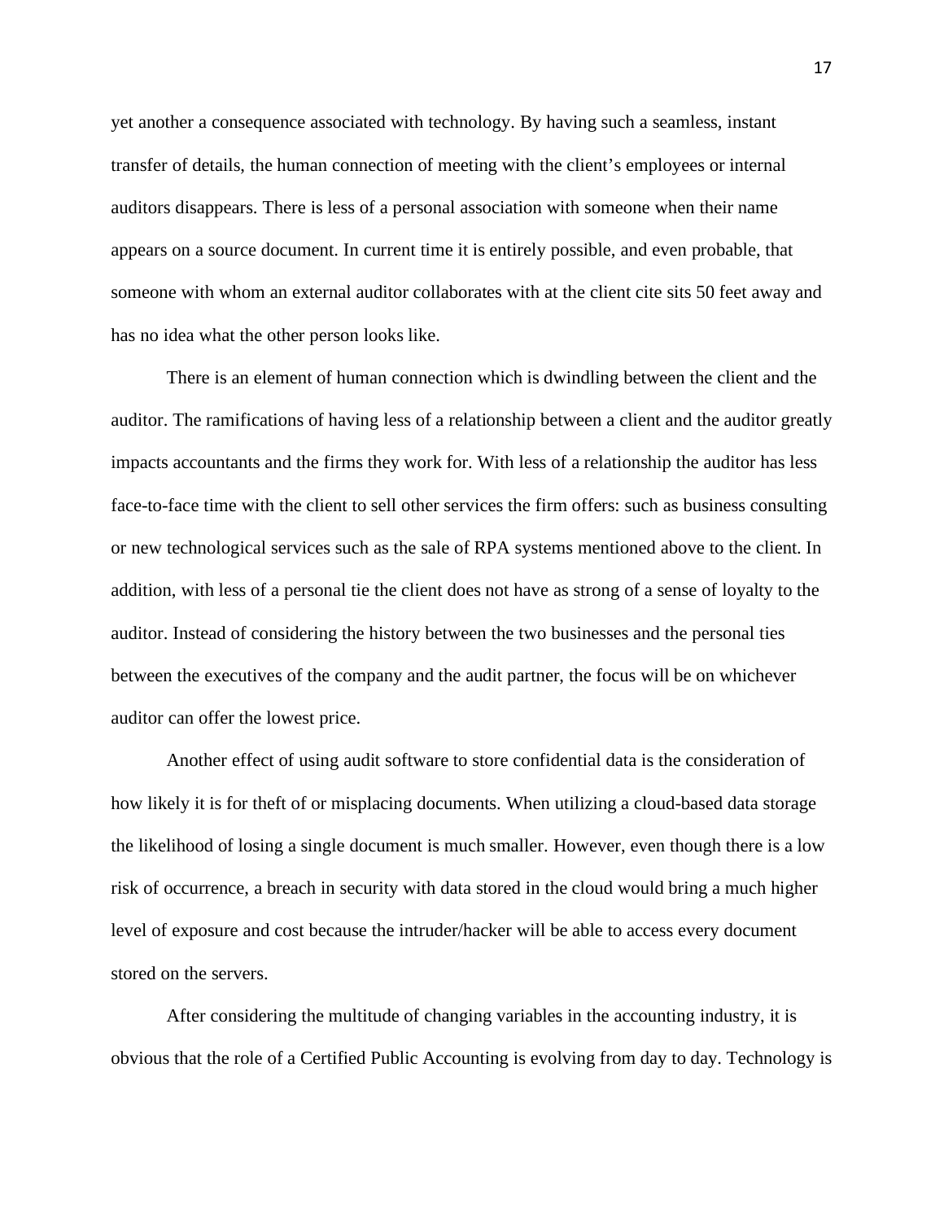yet another a consequence associated with technology. By having such a seamless, instant transfer of details, the human connection of meeting with the client's employees or internal auditors disappears. There is less of a personal association with someone when their name appears on a source document. In current time it is entirely possible, and even probable, that someone with whom an external auditor collaborates with at the client cite sits 50 feet away and has no idea what the other person looks like.

There is an element of human connection which is dwindling between the client and the auditor. The ramifications of having less of a relationship between a client and the auditor greatly impacts accountants and the firms they work for. With less of a relationship the auditor has less face-to-face time with the client to sell other services the firm offers: such as business consulting or new technological services such as the sale of RPA systems mentioned above to the client. In addition, with less of a personal tie the client does not have as strong of a sense of loyalty to the auditor. Instead of considering the history between the two businesses and the personal ties between the executives of the company and the audit partner, the focus will be on whichever auditor can offer the lowest price.

Another effect of using audit software to store confidential data is the consideration of how likely it is for theft of or misplacing documents. When utilizing a cloud-based data storage the likelihood of losing a single document is much smaller. However, even though there is a low risk of occurrence, a breach in security with data stored in the cloud would bring a much higher level of exposure and cost because the intruder/hacker will be able to access every document stored on the servers.

After considering the multitude of changing variables in the accounting industry, it is obvious that the role of a Certified Public Accounting is evolving from day to day. Technology is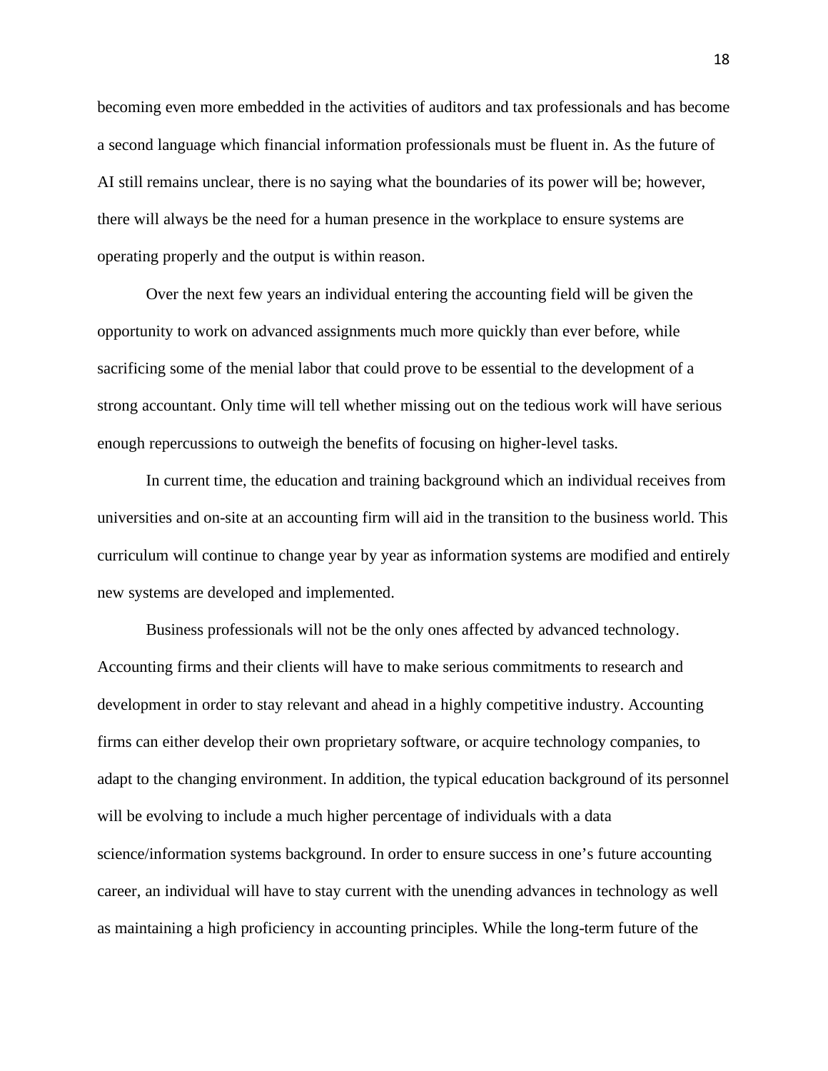becoming even more embedded in the activities of auditors and tax professionals and has become a second language which financial information professionals must be fluent in. As the future of AI still remains unclear, there is no saying what the boundaries of its power will be; however, there will always be the need for a human presence in the workplace to ensure systems are operating properly and the output is within reason.

Over the next few years an individual entering the accounting field will be given the opportunity to work on advanced assignments much more quickly than ever before, while sacrificing some of the menial labor that could prove to be essential to the development of a strong accountant. Only time will tell whether missing out on the tedious work will have serious enough repercussions to outweigh the benefits of focusing on higher-level tasks.

In current time, the education and training background which an individual receives from universities and on-site at an accounting firm will aid in the transition to the business world. This curriculum will continue to change year by year as information systems are modified and entirely new systems are developed and implemented.

Business professionals will not be the only ones affected by advanced technology. Accounting firms and their clients will have to make serious commitments to research and development in order to stay relevant and ahead in a highly competitive industry. Accounting firms can either develop their own proprietary software, or acquire technology companies, to adapt to the changing environment. In addition, the typical education background of its personnel will be evolving to include a much higher percentage of individuals with a data science/information systems background. In order to ensure success in one's future accounting career, an individual will have to stay current with the unending advances in technology as well as maintaining a high proficiency in accounting principles. While the long-term future of the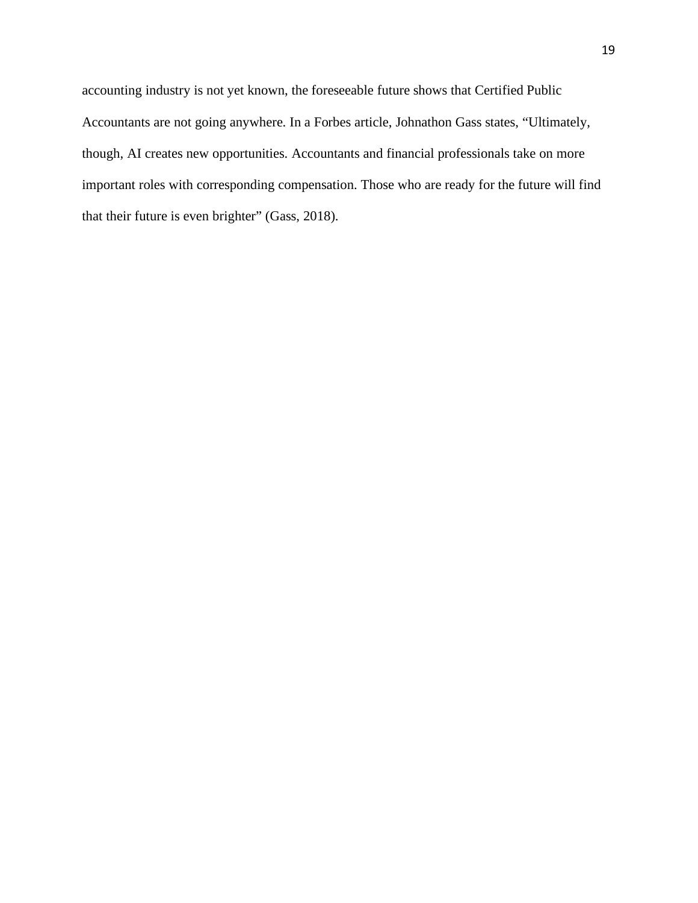accounting industry is not yet known, the foreseeable future shows that Certified Public Accountants are not going anywhere. In a Forbes article, Johnathon Gass states, "Ultimately, though, AI creates new opportunities. Accountants and financial professionals take on more important roles with corresponding compensation. Those who are ready for the future will find that their future is even brighter" (Gass, 2018).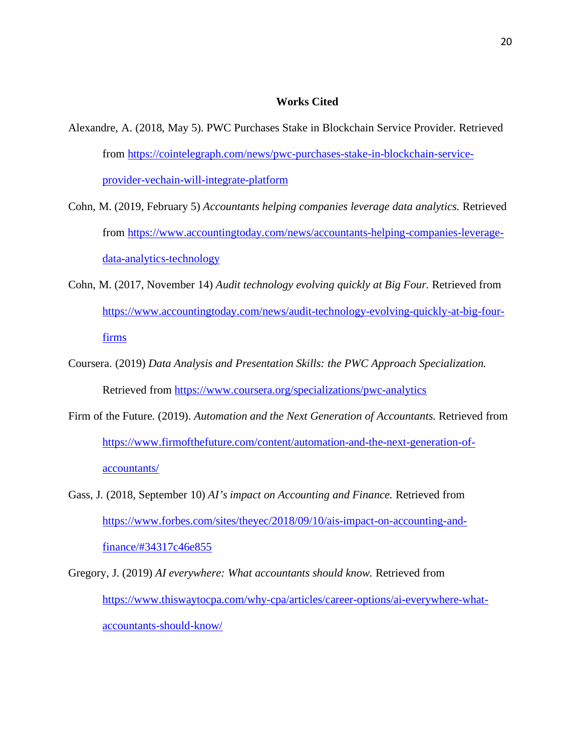# Works Cited

Alexandre, A. (2018, May 5). PWC Purchases Stake in Blockchain Service Provider. Retrieved from https://cointelegraph.com/news/pwc-purchases-stake-in-blockchain-service-provider-vechain-will-integrate-platform

Cohn, M. (2019, February 5) *Accountants helping companies leverage data analytics.* Retrieved from https://www.accountingtoday.com/news/accountants-helping-companies-leverage-data-analytics-technology

Cohn, M. (2017, November 14) *Audit technology evolving quickly at Big Four.* Retrieved from https://www.accountingtoday.com/news/audit-technology-evolving-quickly-at-big-four-firms

Coursera. (2019) *Data Analysis and Presentation Skills: the PWC Approach Specialization.* Retrieved from https://www.coursera.org/specializations/pwc-analytics

Firm of the Future. (2019). *Automation and the Next Generation of Accountants.* Retrieved from https://www.firmofthefuture.com/content/automation-and-the-next-generation-of-accountants/

Gass, J. (2018, September 10) *AI's impact on Accounting and Finance.* Retrieved from https://www.forbes.com/sites/theyec/2018/09/10/ais-impact-on-accounting-and-finance/#34317c46e855

Gregory, J. (2019) *AI everywhere: What accountants should know.* Retrieved from https://www.thiswaytocpa.com/why-cpa/articles/career-options/ai-everywhere-what-accountants-should-know/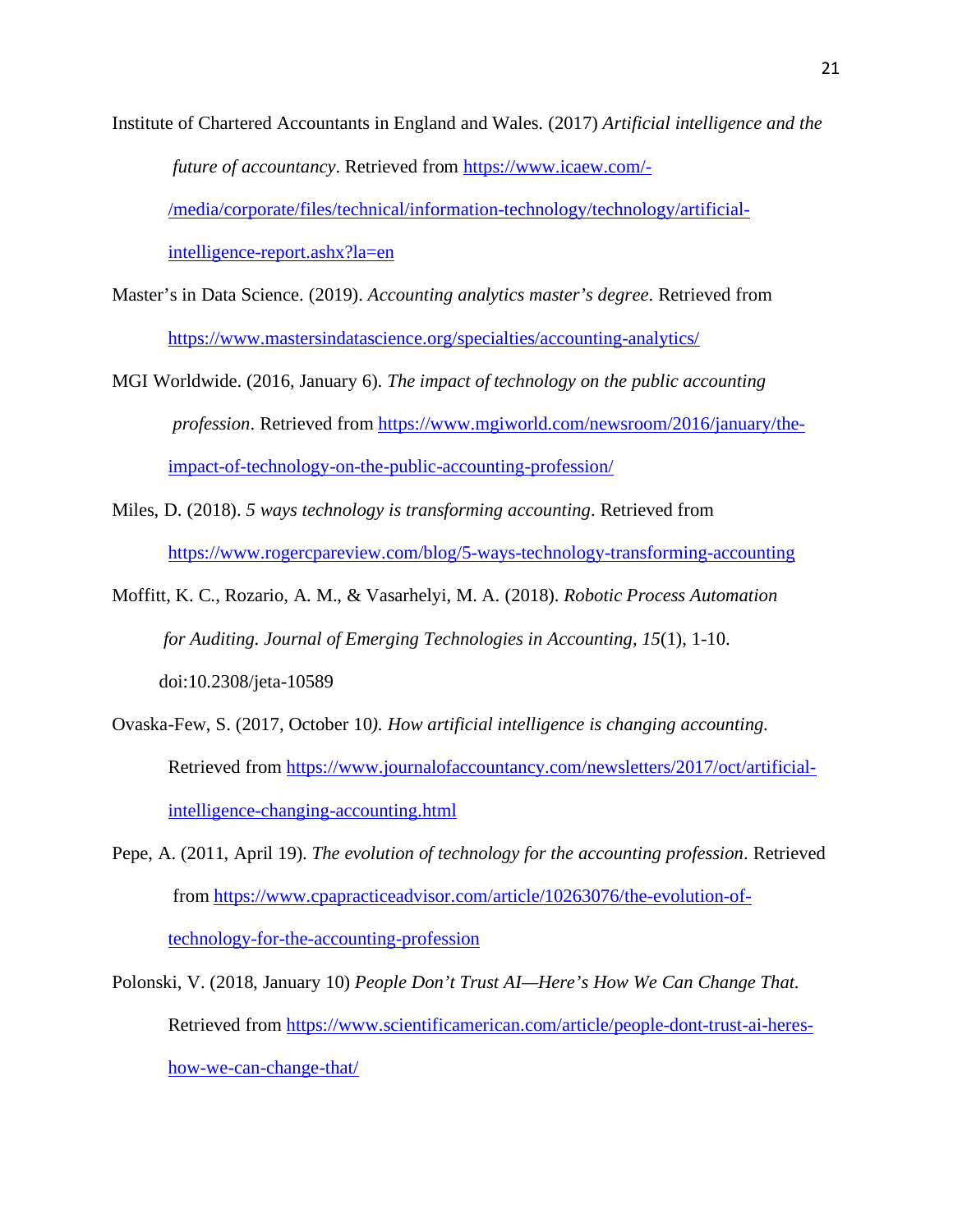Institute of Chartered Accountants in England and Wales. (2017) *Artificial intelligence and the future of accountancy*. Retrieved from https://www.icaew.com/-/media/corporate/files/technical/information-technology/technology/artificial-intelligence-report.ashx?la=en

Master's in Data Science. (2019). *Accounting analytics master's degree*. Retrieved from https://www.mastersindatascience.org/specialties/accounting-analytics/

MGI Worldwide. (2016, January 6). *The impact of technology on the public accounting profession*. Retrieved from https://www.mgiworld.com/newsroom/2016/january/the-impact-of-technology-on-the-public-accounting-profession/

Miles, D. (2018). *5 ways technology is transforming accounting*. Retrieved from https://www.rogercpareview.com/blog/5-ways-technology-transforming-accounting

Moffitt, K. C., Rozario, A. M., & Vasarhelyi, M. A. (2018). *Robotic Process Automation for Auditing. Journal of Emerging Technologies in Accounting, 15*(1), 1-10. doi:10.2308/jeta-10589

Ovaska-Few, S. (2017, October 10*). How artificial intelligence is changing accounting.* Retrieved from https://www.journalofaccountancy.com/newsletters/2017/oct/artificial-intelligence-changing-accounting.html

Pepe, A. (2011, April 19). *The evolution of technology for the accounting profession*. Retrieved from https://www.cpapracticeadvisor.com/article/10263076/the-evolution-of-technology-for-the-accounting-profession

Polonski, V. (2018, January 10) *People Don't Trust AI—Here's How We Can Change That.* Retrieved from https://www.scientificamerican.com/article/people-dont-trust-ai-heres-how-we-can-change-that/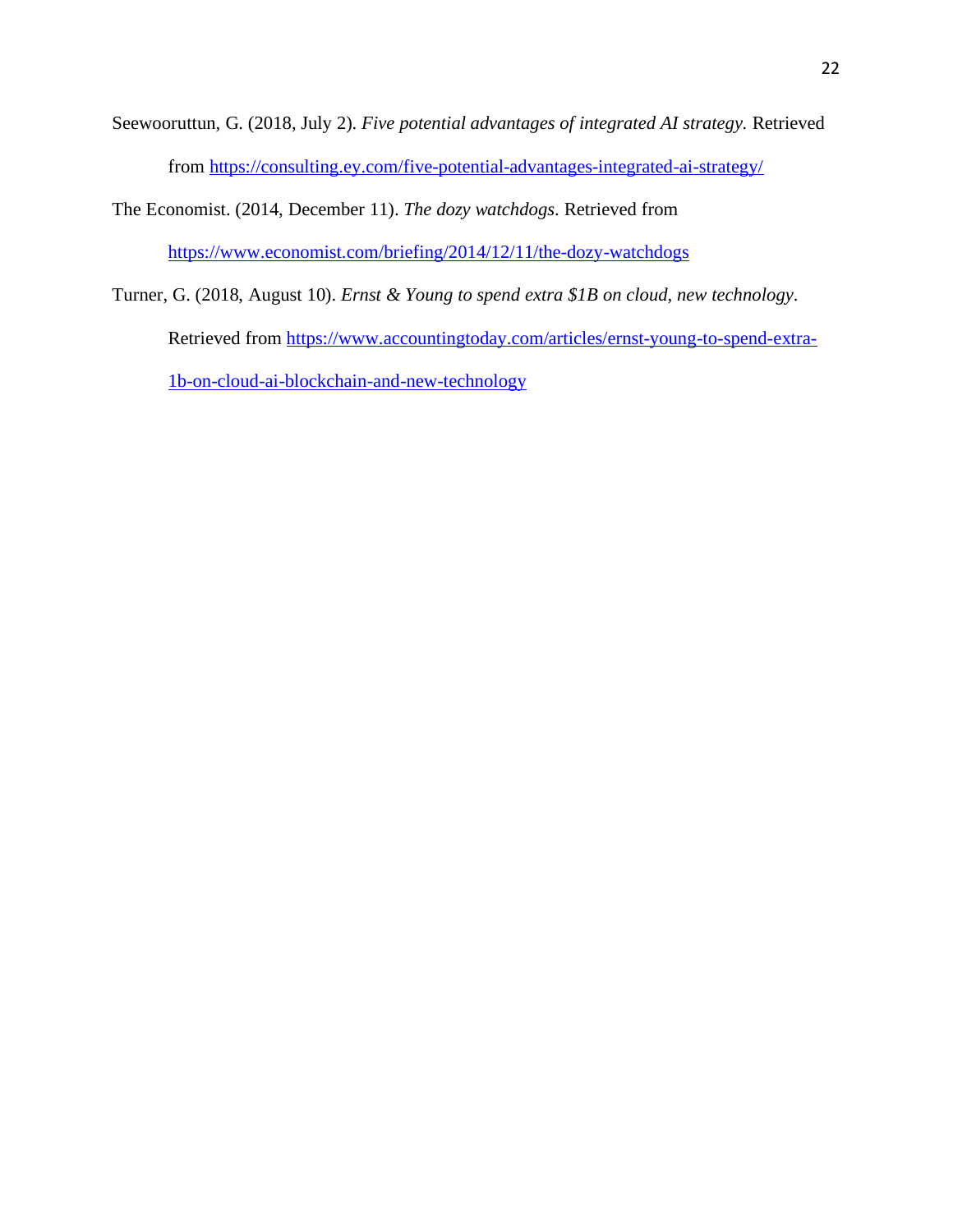Seewooruttun, G. (2018, July 2). *Five potential advantages of integrated AI strategy.* Retrieved from https://consulting.ey.com/five-potential-advantages-integrated-ai-strategy/

The Economist. (2014, December 11). *The dozy watchdogs*. Retrieved from https://www.economist.com/briefing/2014/12/11/the-dozy-watchdogs

Turner, G. (2018, August 10). *Ernst & Young to spend extra $1B on cloud, new technology*. Retrieved from https://www.accountingtoday.com/articles/ernst-young-to-spend-extra-1b-on-cloud-ai-blockchain-and-new-technology